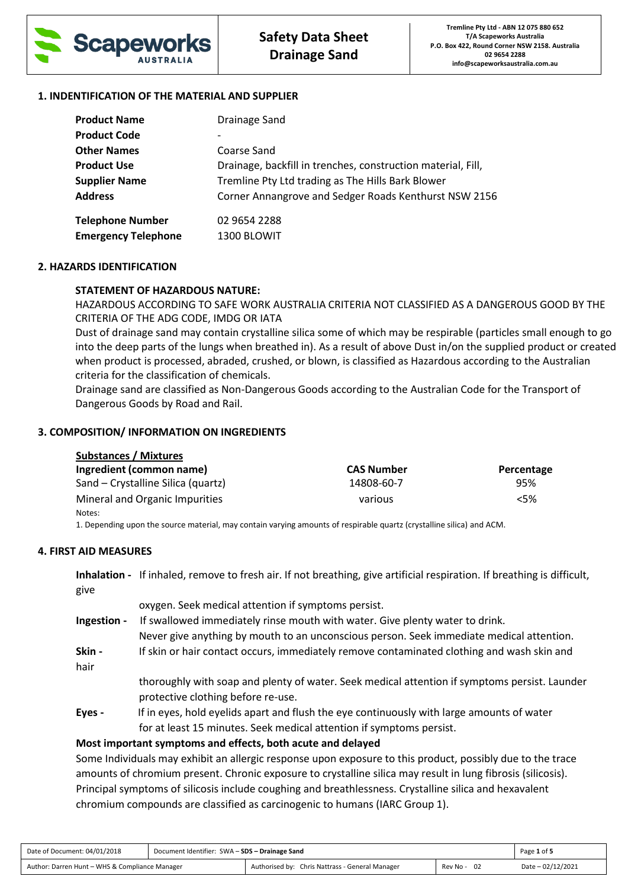| Scapeworks AUSTRALIA | Safety Data Sheet Drainage Sand | Tremline Pty Ltd - ABN 12 075 880 652 T/A Scapeworks Australia P.O. Box 422, Round Corner NSW 2158. Australia 02 9654 2288 info@scapeworksaustralia.com.au |
|---|---|---|

## 1. INDENTIFICATION OF THE MATERIAL AND SUPPLIER

| | |
|---|---|
| **Product Name** | Drainage Sand |
| **Product Code** | - |
| **Other Names** | Coarse Sand |
| **Product Use** | Drainage, backfill in trenches, construction material, Fill, |
| **Supplier Name** | Tremline Pty Ltd trading as The Hills Bark Blower |
| **Address** | Corner Annangrove and Sedger Roads Kenthurst NSW 2156 |
| **Telephone Number** | 02 9654 2288 |
| **Emergency Telephone** | 1300 BLOWIT |

## 2. HAZARDS IDENTIFICATION

**STATEMENT OF HAZARDOUS NATURE:**

HAZARDOUS ACCORDING TO SAFE WORK AUSTRALIA CRITERIA NOT CLASSIFIED AS A DANGEROUS GOOD BY THE CRITERIA OF THE ADG CODE, IMDG OR IATA

Dust of drainage sand may contain crystalline silica some of which may be respirable (particles small enough to go into the deep parts of the lungs when breathed in). As a result of above Dust in/on the supplied product or created when product is processed, abraded, crushed, or blown, is classified as Hazardous according to the Australian criteria for the classification of chemicals.

Drainage sand are classified as Non-Dangerous Goods according to the Australian Code for the Transport of Dangerous Goods by Road and Rail.

## 3. COMPOSITION/ INFORMATION ON INGREDIENTS

**Substances / Mixtures**

| Ingredient (common name) | CAS Number | Percentage |
|---|---|---|
| Sand – Crystalline Silica (quartz) | 14808-60-7 | 95% |
| Mineral and Organic Impurities | various | <5% |

Notes:

1. Depending upon the source material, may contain varying amounts of respirable quartz (crystalline silica) and ACM.

## 4. FIRST AID MEASURES

**Inhalation -** If inhaled, remove to fresh air. If not breathing, give artificial respiration. If breathing is difficult, give oxygen. Seek medical attention if symptoms persist.

**Ingestion -** If swallowed immediately rinse mouth with water. Give plenty water to drink. Never give anything by mouth to an unconscious person. Seek immediate medical attention.

**Skin - hair** If skin or hair contact occurs, immediately remove contaminated clothing and wash skin and thoroughly with soap and plenty of water. Seek medical attention if symptoms persist. Launder protective clothing before re-use.

**Eyes -** If in eyes, hold eyelids apart and flush the eye continuously with large amounts of water for at least 15 minutes. Seek medical attention if symptoms persist.

**Most important symptoms and effects, both acute and delayed**

Some Individuals may exhibit an allergic response upon exposure to this product, possibly due to the trace amounts of chromium present. Chronic exposure to crystalline silica may result in lung fibrosis (silicosis). Principal symptoms of silicosis include coughing and breathlessness. Crystalline silica and hexavalent chromium compounds are classified as carcinogenic to humans (IARC Group 1).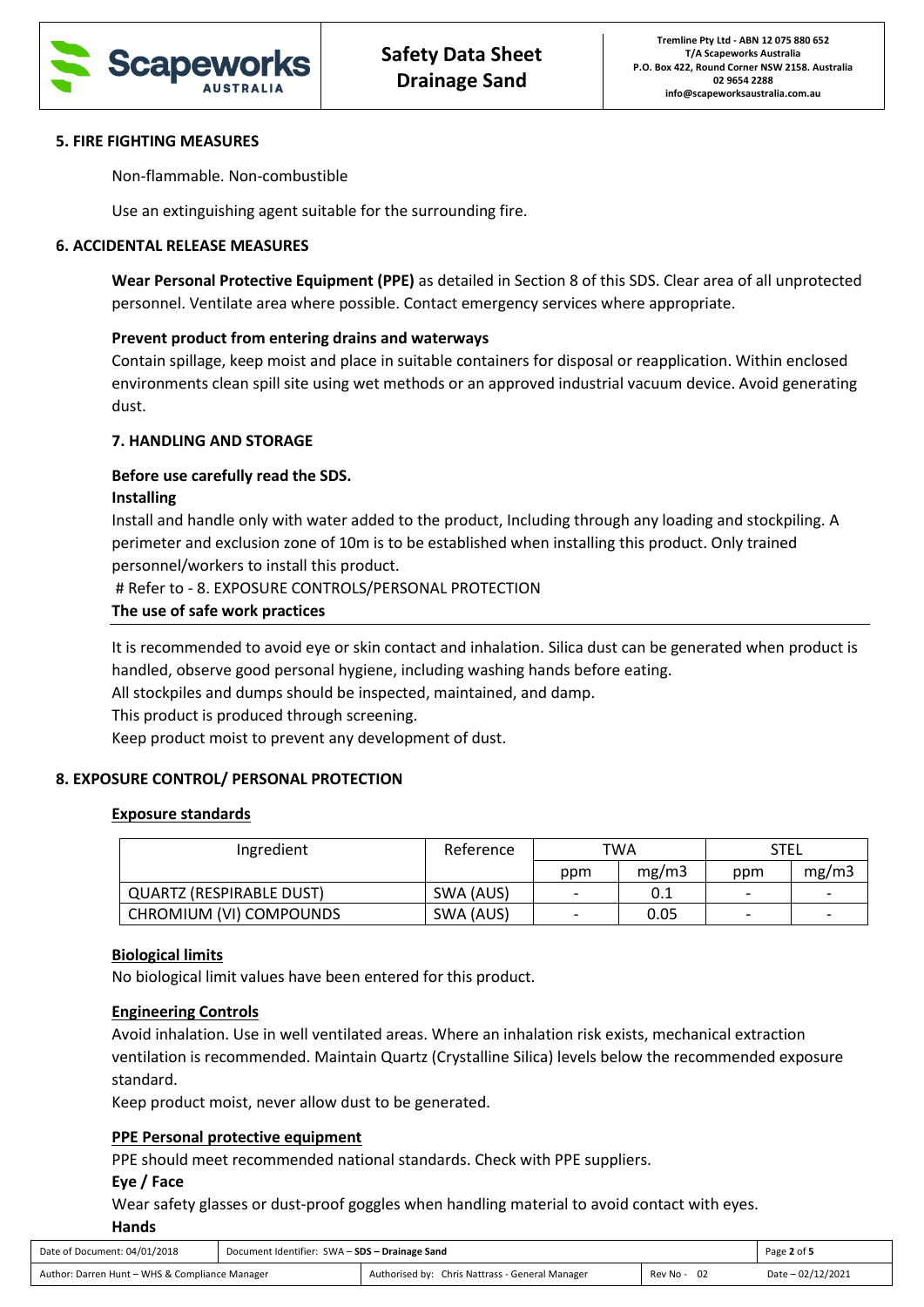## 5. FIRE FIGHTING MEASURES

Non-flammable. Non-combustible

Use an extinguishing agent suitable for the surrounding fire.

## 6. ACCIDENTAL RELEASE MEASURES

**Wear Personal Protective Equipment (PPE)** as detailed in Section 8 of this SDS. Clear area of all unprotected personnel. Ventilate area where possible. Contact emergency services where appropriate.

**Prevent product from entering drains and waterways**
Contain spillage, keep moist and place in suitable containers for disposal or reapplication. Within enclosed environments clean spill site using wet methods or an approved industrial vacuum device. Avoid generating dust.

## 7. HANDLING AND STORAGE

**Before use carefully read the SDS.**
**Installing**
Install and handle only with water added to the product, Including through any loading and stockpiling. A perimeter and exclusion zone of 10m is to be established when installing this product. Only trained personnel/workers to install this product.
# Refer to - 8. EXPOSURE CONTROLS/PERSONAL PROTECTION
**The use of safe work practices**

It is recommended to avoid eye or skin contact and inhalation. Silica dust can be generated when product is handled, observe good personal hygiene, including washing hands before eating.
All stockpiles and dumps should be inspected, maintained, and damp.
This product is produced through screening.
Keep product moist to prevent any development of dust.

## 8. EXPOSURE CONTROL/ PERSONAL PROTECTION

**Exposure standards**

| Ingredient | Reference | TWA | | STEL | |
|---|---|---|---|---|---|
| | | ppm | mg/m3 | ppm | mg/m3 |
| QUARTZ (RESPIRABLE DUST) | SWA (AUS) | - | 0.1 | - | - |
| CHROMIUM (VI) COMPOUNDS | SWA (AUS) | - | 0.05 | - | - |

**Biological limits**
No biological limit values have been entered for this product.

**Engineering Controls**
Avoid inhalation. Use in well ventilated areas. Where an inhalation risk exists, mechanical extraction ventilation is recommended. Maintain Quartz (Crystalline Silica) levels below the recommended exposure standard.
Keep product moist, never allow dust to be generated.

**PPE Personal protective equipment**
PPE should meet recommended national standards. Check with PPE suppliers.
**Eye / Face**
Wear safety glasses or dust-proof goggles when handling material to avoid contact with eyes.
**Hands**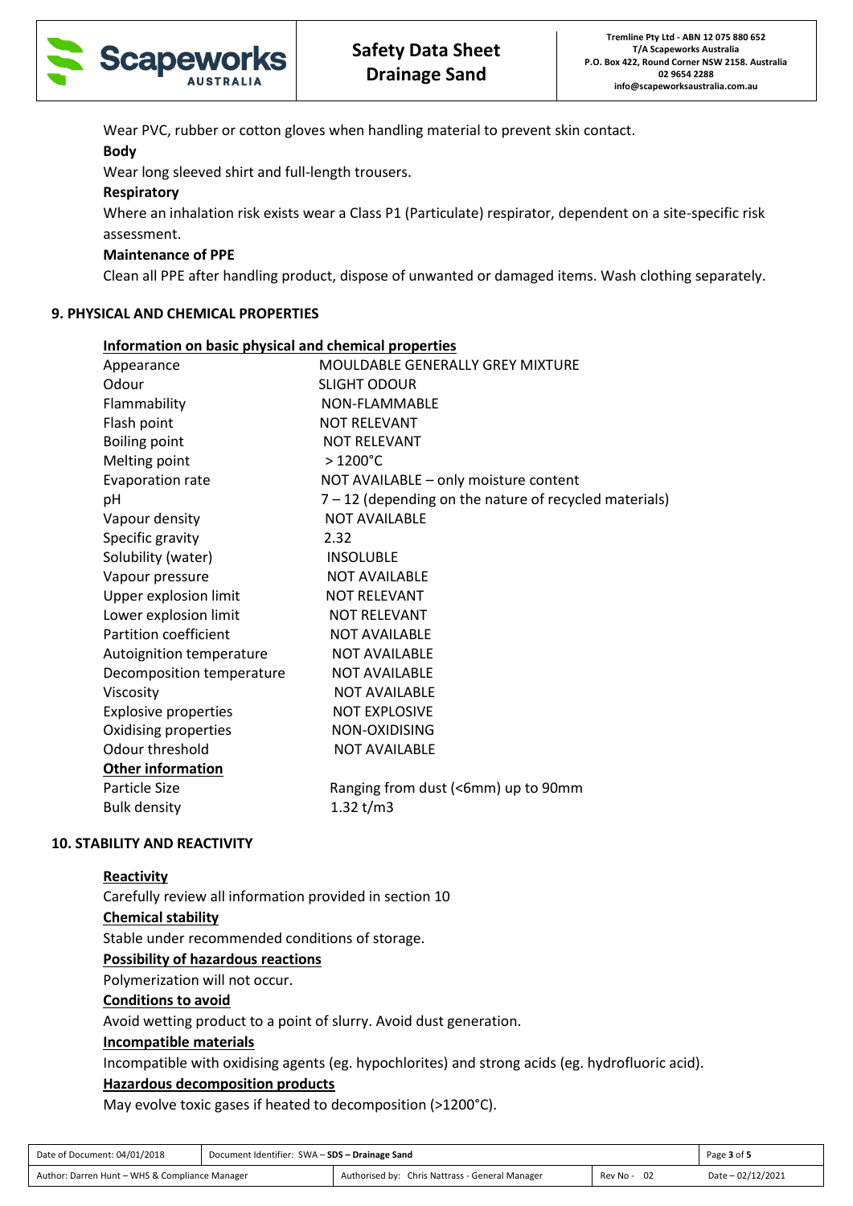Wear PVC, rubber or cotton gloves when handling material to prevent skin contact.

**Body**

Wear long sleeved shirt and full-length trousers.

**Respiratory**

Where an inhalation risk exists wear a Class P1 (Particulate) respirator, dependent on a site-specific risk assessment.

**Maintenance of PPE**

Clean all PPE after handling product, dispose of unwanted or damaged items. Wash clothing separately.

## 9. PHYSICAL AND CHEMICAL PROPERTIES

**Information on basic physical and chemical properties**

| Property | Value |
|---|---|
| Appearance | MOULDABLE GENERALLY GREY MIXTURE |
| Odour | SLIGHT ODOUR |
| Flammability | NON-FLAMMABLE |
| Flash point | NOT RELEVANT |
| Boiling point | NOT RELEVANT |
| Melting point | > 1200°C |
| Evaporation rate | NOT AVAILABLE – only moisture content |
| pH | 7 – 12 (depending on the nature of recycled materials) |
| Vapour density | NOT AVAILABLE |
| Specific gravity | 2.32 |
| Solubility (water) | INSOLUBLE |
| Vapour pressure | NOT AVAILABLE |
| Upper explosion limit | NOT RELEVANT |
| Lower explosion limit | NOT RELEVANT |
| Partition coefficient | NOT AVAILABLE |
| Autoignition temperature | NOT AVAILABLE |
| Decomposition temperature | NOT AVAILABLE |
| Viscosity | NOT AVAILABLE |
| Explosive properties | NOT EXPLOSIVE |
| Oxidising properties | NON-OXIDISING |
| Odour threshold | NOT AVAILABLE |

**Other information**

| Property | Value |
|---|---|
| Particle Size | Ranging from dust (<6mm) up to 90mm |
| Bulk density | 1.32 t/m3 |

## 10. STABILITY AND REACTIVITY

**Reactivity**

Carefully review all information provided in section 10

**Chemical stability**

Stable under recommended conditions of storage.

**Possibility of hazardous reactions**

Polymerization will not occur.

**Conditions to avoid**

Avoid wetting product to a point of slurry. Avoid dust generation.

**Incompatible materials**

Incompatible with oxidising agents (eg. hypochlorites) and strong acids (eg. hydrofluoric acid).

**Hazardous decomposition products**

May evolve toxic gases if heated to decomposition (>1200°C).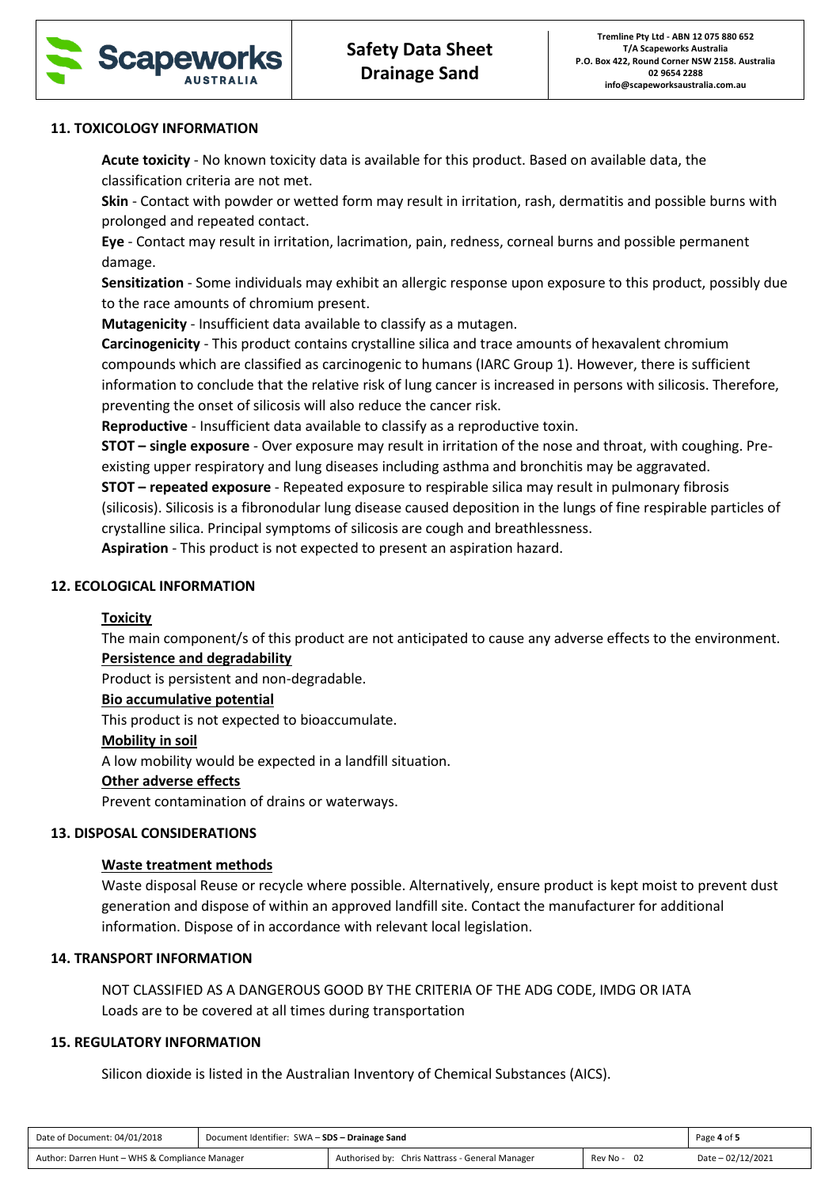## 11. TOXICOLOGY INFORMATION

**Acute toxicity** - No known toxicity data is available for this product. Based on available data, the classification criteria are not met.

**Skin** - Contact with powder or wetted form may result in irritation, rash, dermatitis and possible burns with prolonged and repeated contact.

**Eye** - Contact may result in irritation, lacrimation, pain, redness, corneal burns and possible permanent damage.

**Sensitization** - Some individuals may exhibit an allergic response upon exposure to this product, possibly due to the race amounts of chromium present.

**Mutagenicity** - Insufficient data available to classify as a mutagen.

**Carcinogenicity** - This product contains crystalline silica and trace amounts of hexavalent chromium compounds which are classified as carcinogenic to humans (IARC Group 1). However, there is sufficient information to conclude that the relative risk of lung cancer is increased in persons with silicosis. Therefore, preventing the onset of silicosis will also reduce the cancer risk.

**Reproductive** - Insufficient data available to classify as a reproductive toxin.

**STOT – single exposure** - Over exposure may result in irritation of the nose and throat, with coughing. Pre-existing upper respiratory and lung diseases including asthma and bronchitis may be aggravated.

**STOT – repeated exposure** - Repeated exposure to respirable silica may result in pulmonary fibrosis (silicosis). Silicosis is a fibronodular lung disease caused deposition in the lungs of fine respirable particles of crystalline silica. Principal symptoms of silicosis are cough and breathlessness.

**Aspiration** - This product is not expected to present an aspiration hazard.

## 12. ECOLOGICAL INFORMATION

**Toxicity**

The main component/s of this product are not anticipated to cause any adverse effects to the environment.

**Persistence and degradability**

Product is persistent and non-degradable.

**Bio accumulative potential**

This product is not expected to bioaccumulate.

**Mobility in soil**

A low mobility would be expected in a landfill situation.

**Other adverse effects**

Prevent contamination of drains or waterways.

## 13. DISPOSAL CONSIDERATIONS

**Waste treatment methods**

Waste disposal Reuse or recycle where possible. Alternatively, ensure product is kept moist to prevent dust generation and dispose of within an approved landfill site. Contact the manufacturer for additional information. Dispose of in accordance with relevant local legislation.

## 14. TRANSPORT INFORMATION

NOT CLASSIFIED AS A DANGEROUS GOOD BY THE CRITERIA OF THE ADG CODE, IMDG OR IATA

Loads are to be covered at all times during transportation

## 15. REGULATORY INFORMATION

Silicon dioxide is listed in the Australian Inventory of Chemical Substances (AICS).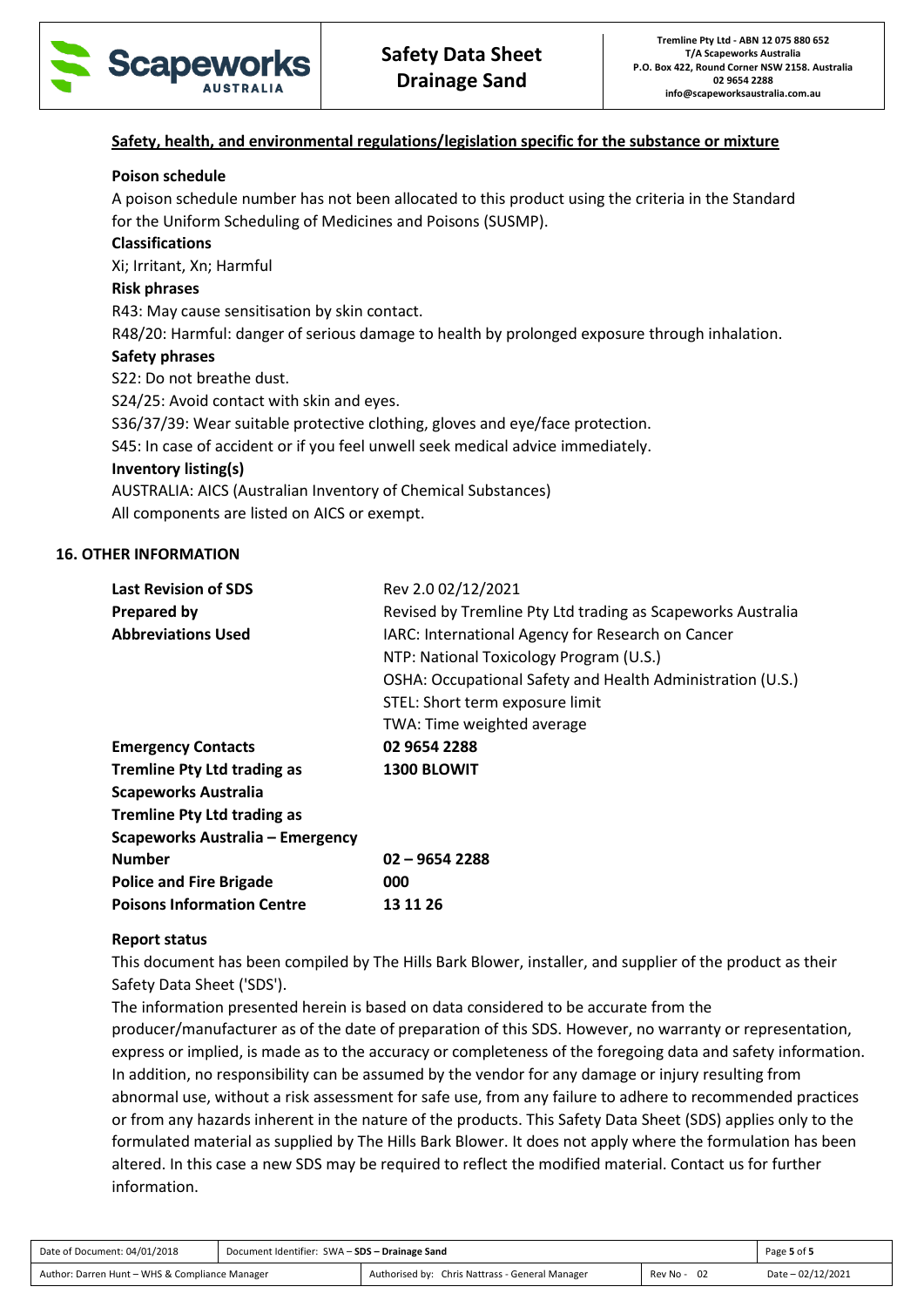**Safety, health, and environmental regulations/legislation specific for the substance or mixture**

**Poison schedule**

A poison schedule number has not been allocated to this product using the criteria in the Standard for the Uniform Scheduling of Medicines and Poisons (SUSMP).

**Classifications**

Xi; Irritant, Xn; Harmful

**Risk phrases**

R43: May cause sensitisation by skin contact.

R48/20: Harmful: danger of serious damage to health by prolonged exposure through inhalation.

**Safety phrases**

S22: Do not breathe dust.

S24/25: Avoid contact with skin and eyes.

S36/37/39: Wear suitable protective clothing, gloves and eye/face protection.

S45: In case of accident or if you feel unwell seek medical advice immediately.

**Inventory listing(s)**

AUSTRALIA: AICS (Australian Inventory of Chemical Substances)

All components are listed on AICS or exempt.

## 16. OTHER INFORMATION

| | |
|---|---|
| **Last Revision of SDS** | Rev 2.0 02/12/2021 |
| **Prepared by** | Revised by Tremline Pty Ltd trading as Scapeworks Australia |
| **Abbreviations Used** | IARC: International Agency for Research on Cancer<br>NTP: National Toxicology Program (U.S.)<br>OSHA: Occupational Safety and Health Administration (U.S.)<br>STEL: Short term exposure limit<br>TWA: Time weighted average |
| **Emergency Contacts** | **02 9654 2288** |
| **Tremline Pty Ltd trading as Scapeworks Australia** | **1300 BLOWIT** |
| **Tremline Pty Ltd trading as Scapeworks Australia – Emergency Number** | **02 – 9654 2288** |
| **Police and Fire Brigade** | **000** |
| **Poisons Information Centre** | **13 11 26** |

**Report status**

This document has been compiled by The Hills Bark Blower, installer, and supplier of the product as their Safety Data Sheet ('SDS').

The information presented herein is based on data considered to be accurate from the producer/manufacturer as of the date of preparation of this SDS. However, no warranty or representation, express or implied, is made as to the accuracy or completeness of the foregoing data and safety information. In addition, no responsibility can be assumed by the vendor for any damage or injury resulting from abnormal use, without a risk assessment for safe use, from any failure to adhere to recommended practices or from any hazards inherent in the nature of the products. This Safety Data Sheet (SDS) applies only to the formulated material as supplied by The Hills Bark Blower. It does not apply where the formulation has been altered. In this case a new SDS may be required to reflect the modified material. Contact us for further information.